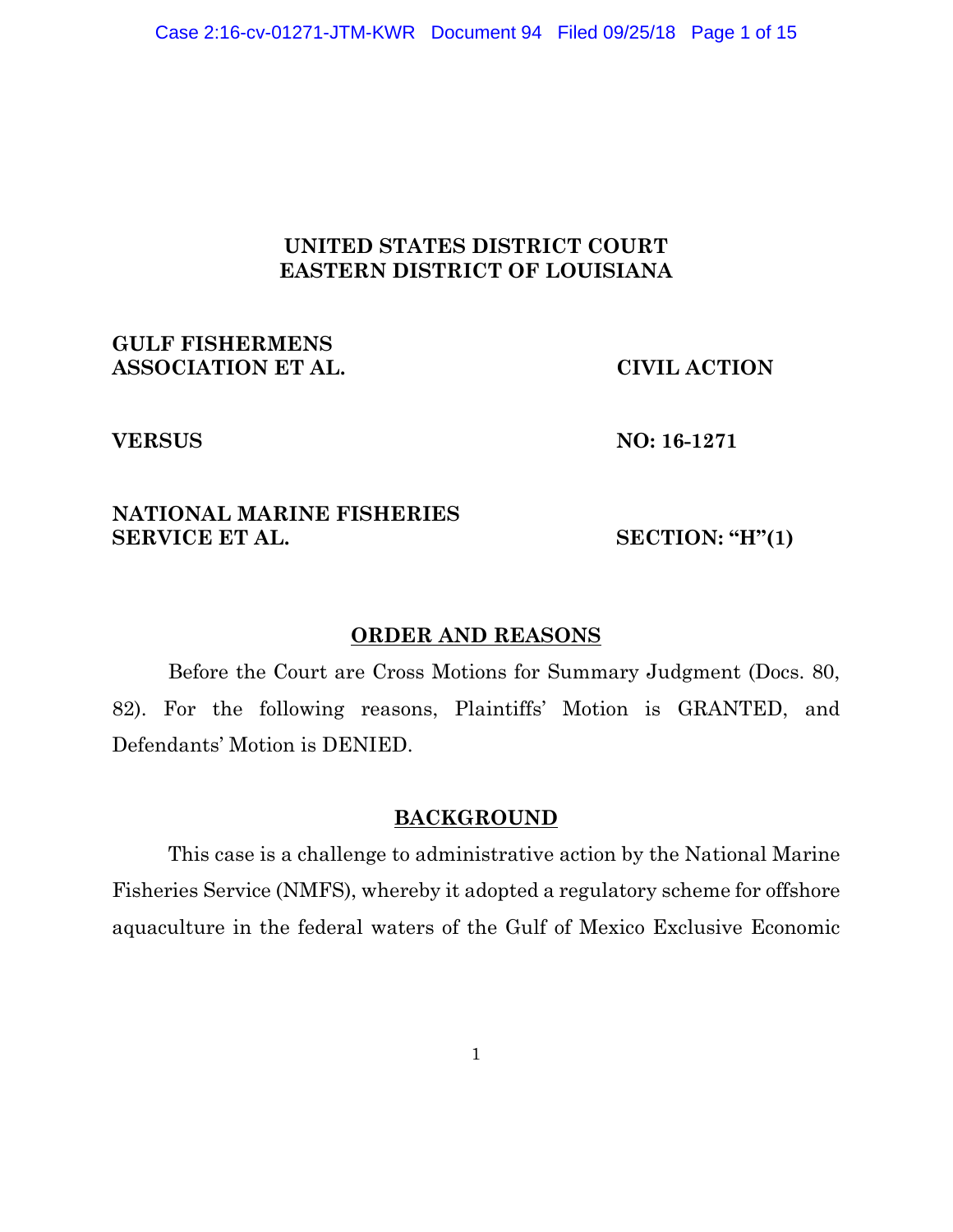**UNITED STATES DISTRICT COURT**
**EASTERN DISTRICT OF LOUISIANA**

**GULF FISHERMENS ASSOCIATION ET AL.** — **CIVIL ACTION**

**VERSUS** — **NO: 16-1271**

**NATIONAL MARINE FISHERIES SERVICE ET AL.** — **SECTION: "H"(1)**

## ORDER AND REASONS

Before the Court are Cross Motions for Summary Judgment (Docs. 80, 82). For the following reasons, Plaintiffs' Motion is GRANTED, and Defendants' Motion is DENIED.

## BACKGROUND

This case is a challenge to administrative action by the National Marine Fisheries Service (NMFS), whereby it adopted a regulatory scheme for offshore aquaculture in the federal waters of the Gulf of Mexico Exclusive Economic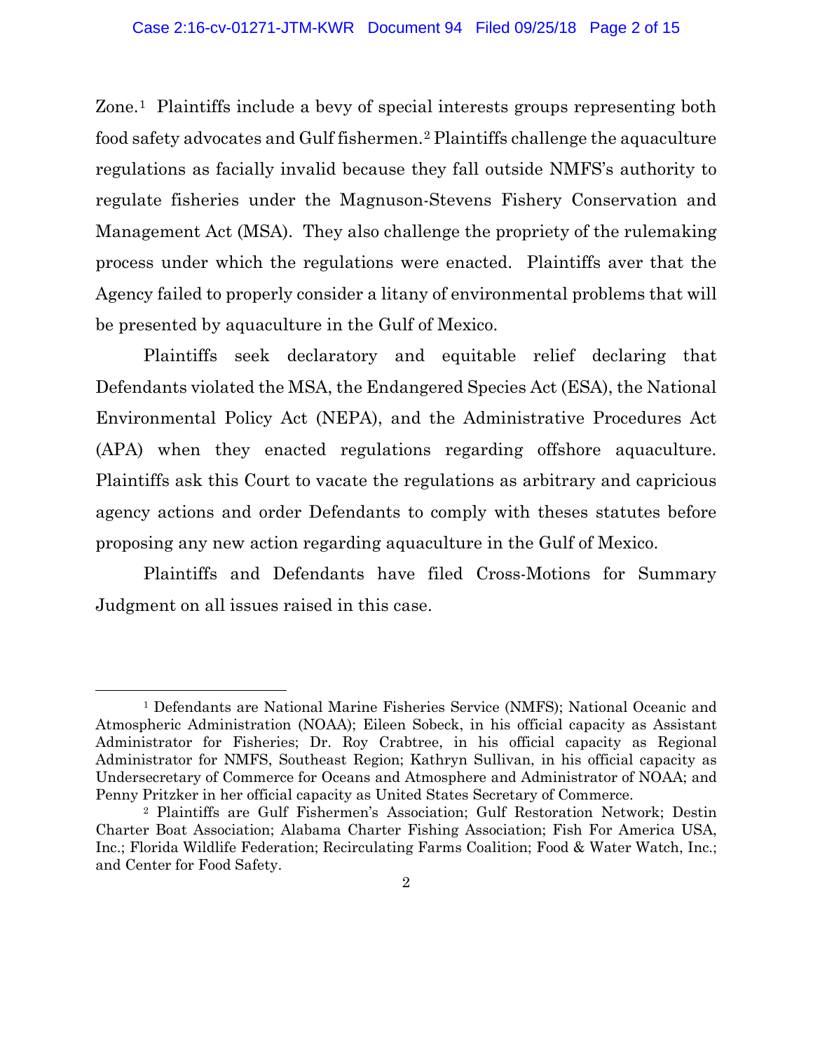Zone.[1] Plaintiffs include a bevy of special interests groups representing both food safety advocates and Gulf fishermen.[2] Plaintiffs challenge the aquaculture regulations as facially invalid because they fall outside NMFS's authority to regulate fisheries under the Magnuson-Stevens Fishery Conservation and Management Act (MSA). They also challenge the propriety of the rulemaking process under which the regulations were enacted. Plaintiffs aver that the Agency failed to properly consider a litany of environmental problems that will be presented by aquaculture in the Gulf of Mexico.

Plaintiffs seek declaratory and equitable relief declaring that Defendants violated the MSA, the Endangered Species Act (ESA), the National Environmental Policy Act (NEPA), and the Administrative Procedures Act (APA) when they enacted regulations regarding offshore aquaculture. Plaintiffs ask this Court to vacate the regulations as arbitrary and capricious agency actions and order Defendants to comply with theses statutes before proposing any new action regarding aquaculture in the Gulf of Mexico.

Plaintiffs and Defendants have filed Cross-Motions for Summary Judgment on all issues raised in this case.

---

[1] Defendants are National Marine Fisheries Service (NMFS); National Oceanic and Atmospheric Administration (NOAA); Eileen Sobeck, in his official capacity as Assistant Administrator for Fisheries; Dr. Roy Crabtree, in his official capacity as Regional Administrator for NMFS, Southeast Region; Kathryn Sullivan, in his official capacity as Undersecretary of Commerce for Oceans and Atmosphere and Administrator of NOAA; and Penny Pritzker in her official capacity as United States Secretary of Commerce.

[2] Plaintiffs are Gulf Fishermen's Association; Gulf Restoration Network; Destin Charter Boat Association; Alabama Charter Fishing Association; Fish For America USA, Inc.; Florida Wildlife Federation; Recirculating Farms Coalition; Food & Water Watch, Inc.; and Center for Food Safety.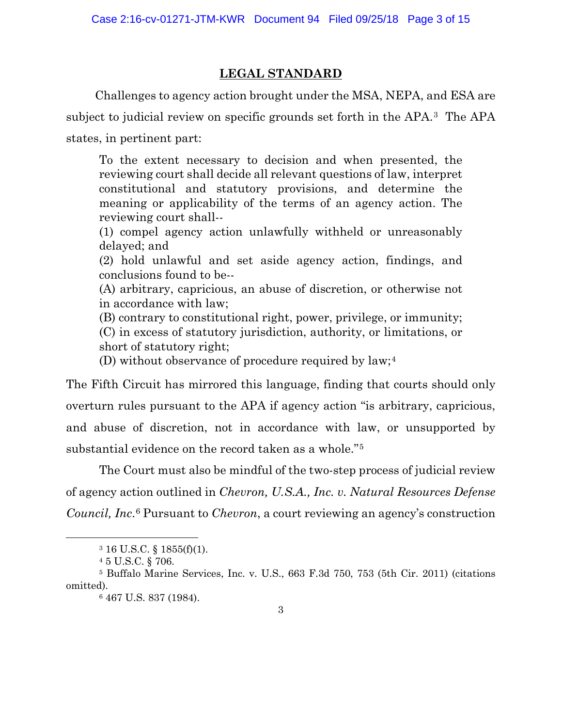## LEGAL STANDARD

Challenges to agency action brought under the MSA, NEPA, and ESA are subject to judicial review on specific grounds set forth in the APA.[3] The APA states, in pertinent part:

> To the extent necessary to decision and when presented, the reviewing court shall decide all relevant questions of law, interpret constitutional and statutory provisions, and determine the meaning or applicability of the terms of an agency action. The reviewing court shall--
>
> (1) compel agency action unlawfully withheld or unreasonably delayed; and
>
> (2) hold unlawful and set aside agency action, findings, and conclusions found to be--
>
> (A) arbitrary, capricious, an abuse of discretion, or otherwise not in accordance with law;
>
> (B) contrary to constitutional right, power, privilege, or immunity;
>
> (C) in excess of statutory jurisdiction, authority, or limitations, or short of statutory right;
>
> (D) without observance of procedure required by law;[4]

The Fifth Circuit has mirrored this language, finding that courts should only overturn rules pursuant to the APA if agency action "is arbitrary, capricious, and abuse of discretion, not in accordance with law, or unsupported by substantial evidence on the record taken as a whole."[5]

The Court must also be mindful of the two-step process of judicial review of agency action outlined in *Chevron, U.S.A., Inc. v. Natural Resources Defense Council, Inc.*[6] Pursuant to *Chevron*, a court reviewing an agency's construction

---

[3] 16 U.S.C. § 1855(f)(1).

[4] 5 U.S.C. § 706.

[5] Buffalo Marine Services, Inc. v. U.S., 663 F.3d 750, 753 (5th Cir. 2011) (citations omitted).

[6] 467 U.S. 837 (1984).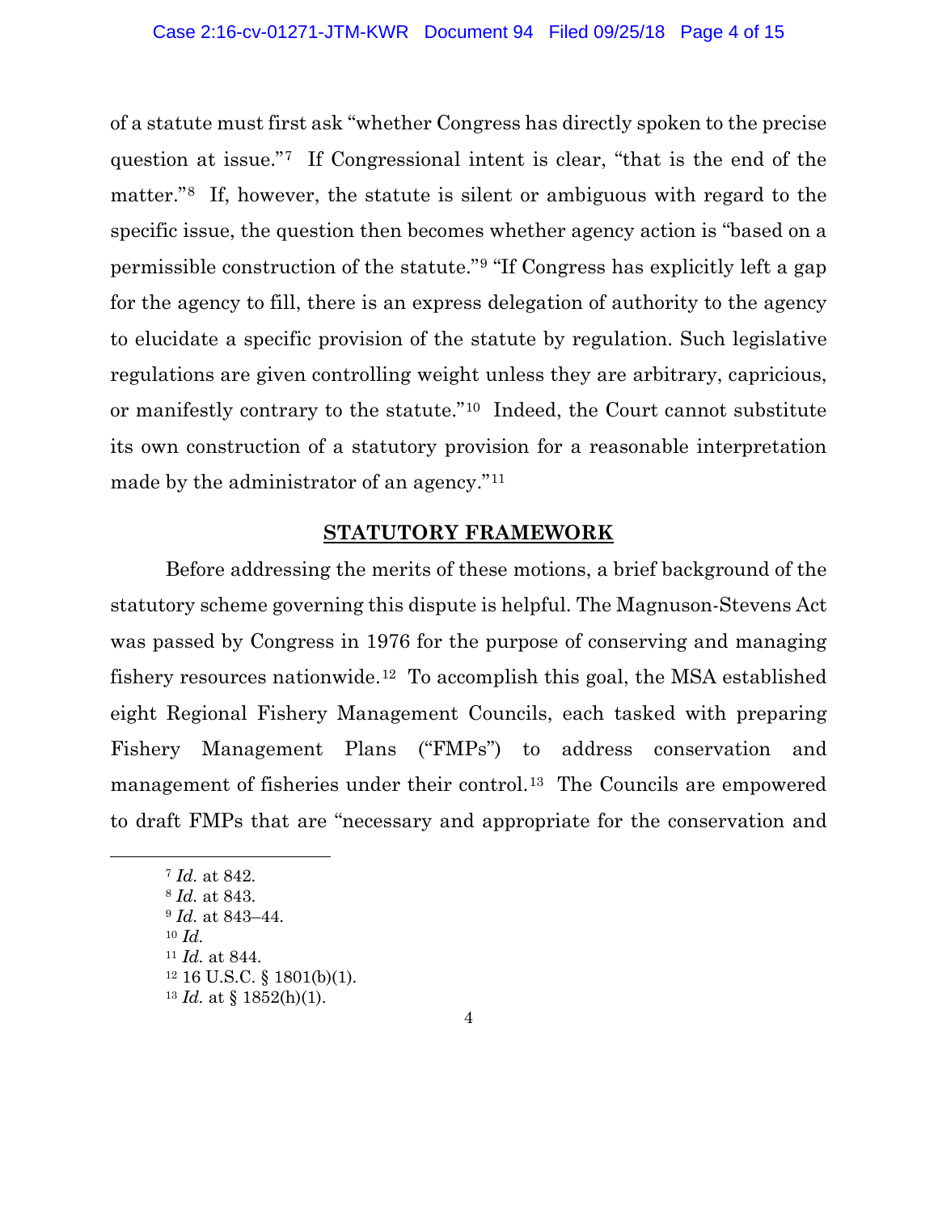of a statute must first ask "whether Congress has directly spoken to the precise question at issue."[7] If Congressional intent is clear, "that is the end of the matter."[8] If, however, the statute is silent or ambiguous with regard to the specific issue, the question then becomes whether agency action is "based on a permissible construction of the statute."[9] "If Congress has explicitly left a gap for the agency to fill, there is an express delegation of authority to the agency to elucidate a specific provision of the statute by regulation. Such legislative regulations are given controlling weight unless they are arbitrary, capricious, or manifestly contrary to the statute."[10] Indeed, the Court cannot substitute its own construction of a statutory provision for a reasonable interpretation made by the administrator of an agency."[11]

## STATUTORY FRAMEWORK

Before addressing the merits of these motions, a brief background of the statutory scheme governing this dispute is helpful. The Magnuson-Stevens Act was passed by Congress in 1976 for the purpose of conserving and managing fishery resources nationwide.[12] To accomplish this goal, the MSA established eight Regional Fishery Management Councils, each tasked with preparing Fishery Management Plans ("FMPs") to address conservation and management of fisheries under their control.[13] The Councils are empowered to draft FMPs that are "necessary and appropriate for the conservation and

---

[7] *Id.* at 842.
[8] *Id.* at 843.
[9] *Id.* at 843–44.
[10] *Id.*
[11] *Id.* at 844.
[12] 16 U.S.C. § 1801(b)(1).
[13] *Id.* at § 1852(h)(1).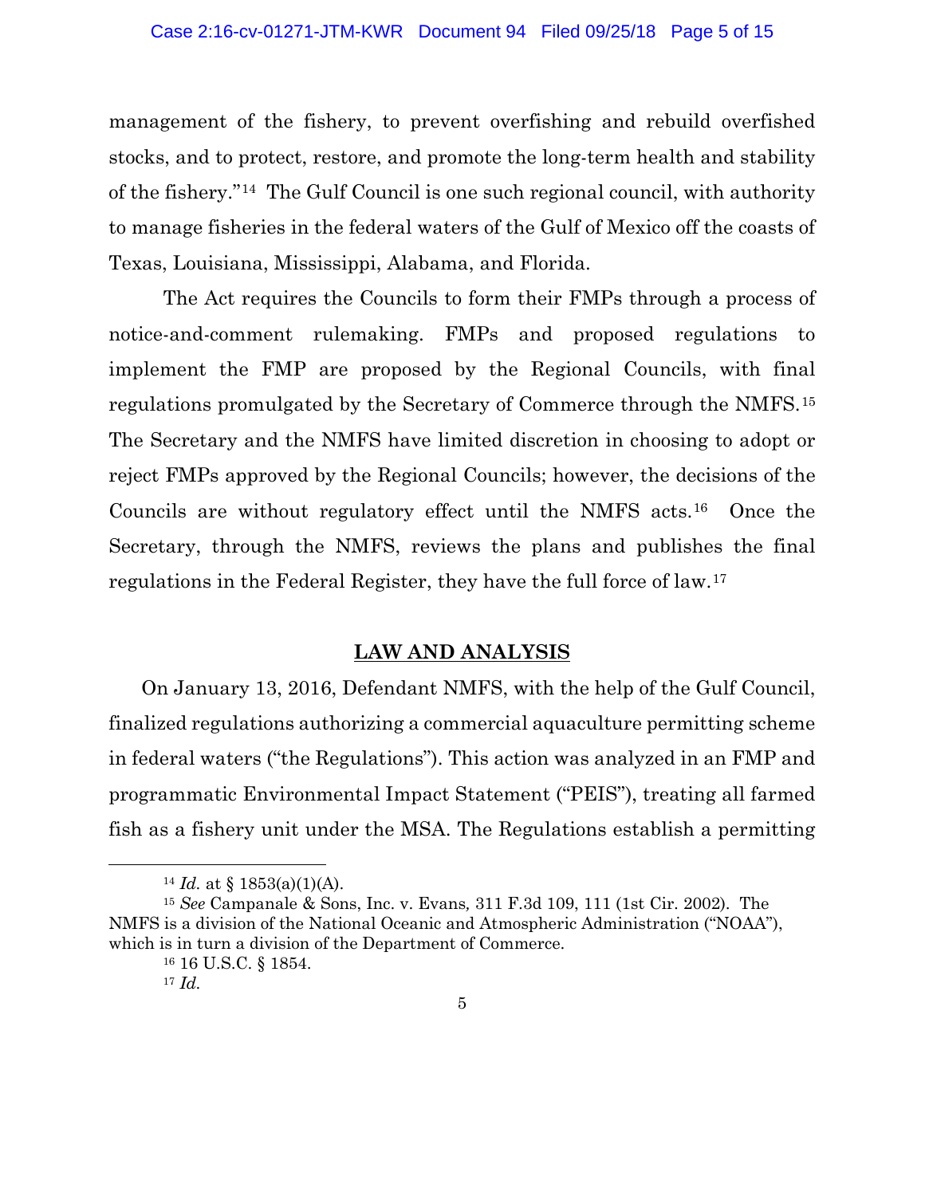management of the fishery, to prevent overfishing and rebuild overfished stocks, and to protect, restore, and promote the long-term health and stability of the fishery."[14] The Gulf Council is one such regional council, with authority to manage fisheries in the federal waters of the Gulf of Mexico off the coasts of Texas, Louisiana, Mississippi, Alabama, and Florida.

The Act requires the Councils to form their FMPs through a process of notice-and-comment rulemaking. FMPs and proposed regulations to implement the FMP are proposed by the Regional Councils, with final regulations promulgated by the Secretary of Commerce through the NMFS.[15] The Secretary and the NMFS have limited discretion in choosing to adopt or reject FMPs approved by the Regional Councils; however, the decisions of the Councils are without regulatory effect until the NMFS acts.[16] Once the Secretary, through the NMFS, reviews the plans and publishes the final regulations in the Federal Register, they have the full force of law.[17]

## LAW AND ANALYSIS

On January 13, 2016, Defendant NMFS, with the help of the Gulf Council, finalized regulations authorizing a commercial aquaculture permitting scheme in federal waters ("the Regulations"). This action was analyzed in an FMP and programmatic Environmental Impact Statement ("PEIS"), treating all farmed fish as a fishery unit under the MSA. The Regulations establish a permitting

---

[14] *Id.* at § 1853(a)(1)(A).

[15] *See* Campanale & Sons, Inc. v. Evans, 311 F.3d 109, 111 (1st Cir. 2002). The NMFS is a division of the National Oceanic and Atmospheric Administration ("NOAA"), which is in turn a division of the Department of Commerce.

[16] 16 U.S.C. § 1854.

[17] *Id.*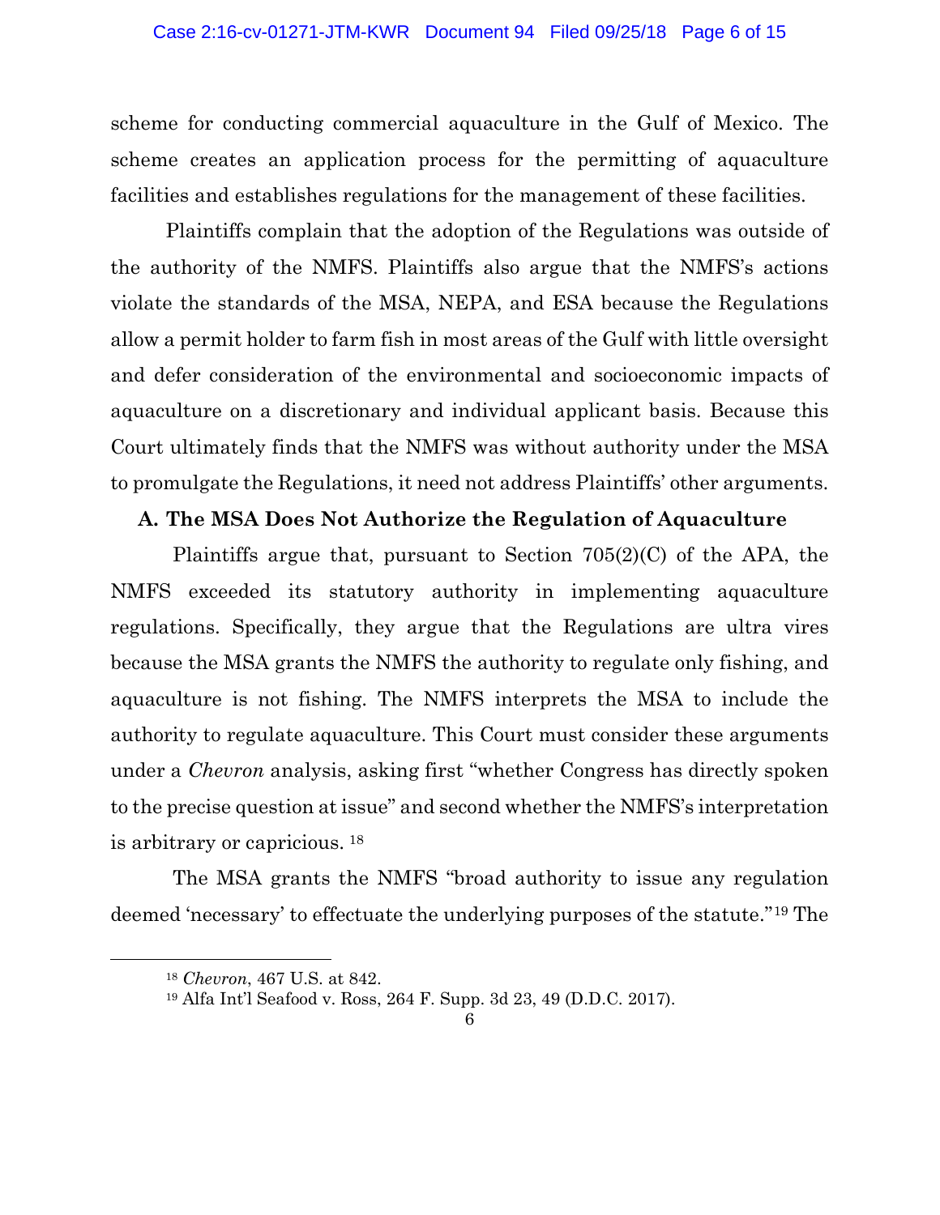scheme for conducting commercial aquaculture in the Gulf of Mexico. The scheme creates an application process for the permitting of aquaculture facilities and establishes regulations for the management of these facilities.

Plaintiffs complain that the adoption of the Regulations was outside of the authority of the NMFS. Plaintiffs also argue that the NMFS's actions violate the standards of the MSA, NEPA, and ESA because the Regulations allow a permit holder to farm fish in most areas of the Gulf with little oversight and defer consideration of the environmental and socioeconomic impacts of aquaculture on a discretionary and individual applicant basis. Because this Court ultimately finds that the NMFS was without authority under the MSA to promulgate the Regulations, it need not address Plaintiffs' other arguments.

**A. The MSA Does Not Authorize the Regulation of Aquaculture**

Plaintiffs argue that, pursuant to Section 705(2)(C) of the APA, the NMFS exceeded its statutory authority in implementing aquaculture regulations. Specifically, they argue that the Regulations are ultra vires because the MSA grants the NMFS the authority to regulate only fishing, and aquaculture is not fishing. The NMFS interprets the MSA to include the authority to regulate aquaculture. This Court must consider these arguments under a *Chevron* analysis, asking first "whether Congress has directly spoken to the precise question at issue" and second whether the NMFS's interpretation is arbitrary or capricious. [18]

The MSA grants the NMFS "broad authority to issue any regulation deemed 'necessary' to effectuate the underlying purposes of the statute."[19] The

---

[18] *Chevron*, 467 U.S. at 842.

[19] Alfa Int'l Seafood v. Ross, 264 F. Supp. 3d 23, 49 (D.D.C. 2017).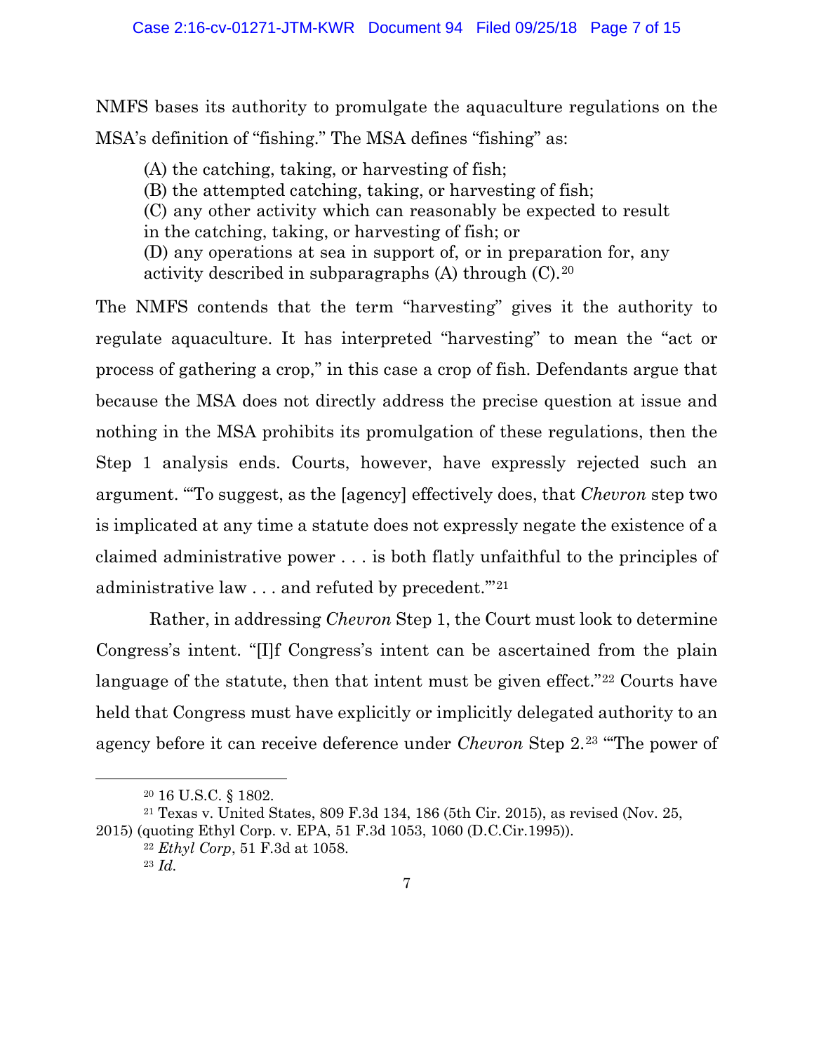NMFS bases its authority to promulgate the aquaculture regulations on the MSA's definition of "fishing." The MSA defines "fishing" as:

> (A) the catching, taking, or harvesting of fish;
> (B) the attempted catching, taking, or harvesting of fish;
> (C) any other activity which can reasonably be expected to result in the catching, taking, or harvesting of fish; or
> (D) any operations at sea in support of, or in preparation for, any activity described in subparagraphs (A) through (C).[20]

The NMFS contends that the term "harvesting" gives it the authority to regulate aquaculture. It has interpreted "harvesting" to mean the "act or process of gathering a crop," in this case a crop of fish. Defendants argue that because the MSA does not directly address the precise question at issue and nothing in the MSA prohibits its promulgation of these regulations, then the Step 1 analysis ends. Courts, however, have expressly rejected such an argument. "'To suggest, as the [agency] effectively does, that *Chevron* step two is implicated at any time a statute does not expressly negate the existence of a claimed administrative power . . . is both flatly unfaithful to the principles of administrative law . . . and refuted by precedent.'"[21]

Rather, in addressing *Chevron* Step 1, the Court must look to determine Congress's intent. "[I]f Congress's intent can be ascertained from the plain language of the statute, then that intent must be given effect."[22] Courts have held that Congress must have explicitly or implicitly delegated authority to an agency before it can receive deference under *Chevron* Step 2.[23] "'The power of

---

[20] 16 U.S.C. § 1802.

[21] Texas v. United States, 809 F.3d 134, 186 (5th Cir. 2015), as revised (Nov. 25, 2015) (quoting Ethyl Corp. v. EPA, 51 F.3d 1053, 1060 (D.C.Cir.1995)).

[22] *Ethyl Corp*, 51 F.3d at 1058.

[23] *Id.*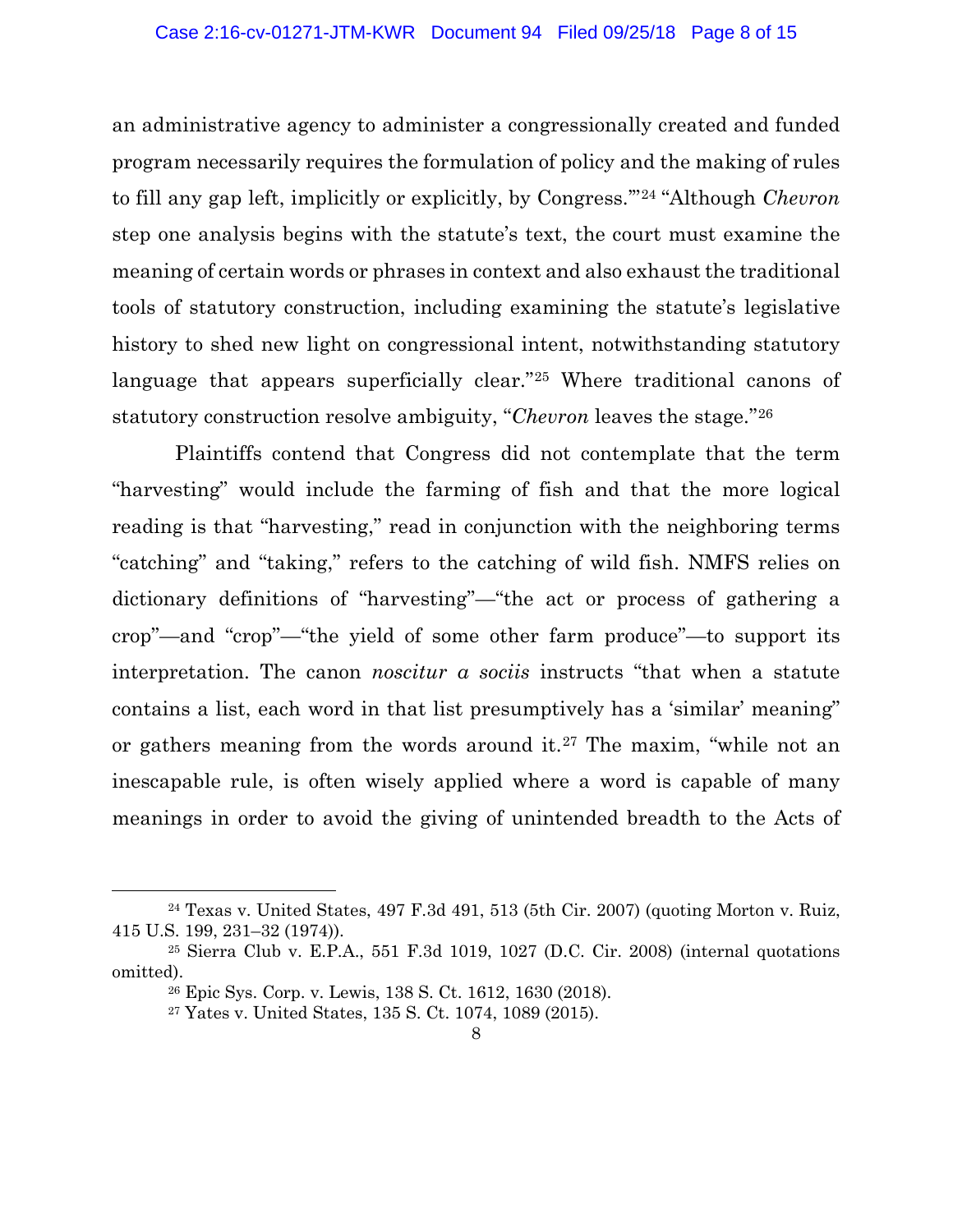an administrative agency to administer a congressionally created and funded program necessarily requires the formulation of policy and the making of rules to fill any gap left, implicitly or explicitly, by Congress.'"[24] "Although *Chevron* step one analysis begins with the statute's text, the court must examine the meaning of certain words or phrases in context and also exhaust the traditional tools of statutory construction, including examining the statute's legislative history to shed new light on congressional intent, notwithstanding statutory language that appears superficially clear."[25] Where traditional canons of statutory construction resolve ambiguity, "*Chevron* leaves the stage."[26]

Plaintiffs contend that Congress did not contemplate that the term "harvesting" would include the farming of fish and that the more logical reading is that "harvesting," read in conjunction with the neighboring terms "catching" and "taking," refers to the catching of wild fish. NMFS relies on dictionary definitions of "harvesting"—"the act or process of gathering a crop"—and "crop"—"the yield of some other farm produce"—to support its interpretation. The canon *noscitur a sociis* instructs "that when a statute contains a list, each word in that list presumptively has a 'similar' meaning" or gathers meaning from the words around it.[27] The maxim, "while not an inescapable rule, is often wisely applied where a word is capable of many meanings in order to avoid the giving of unintended breadth to the Acts of

---

[24] Texas v. United States, 497 F.3d 491, 513 (5th Cir. 2007) (quoting Morton v. Ruiz, 415 U.S. 199, 231–32 (1974)).

[25] Sierra Club v. E.P.A., 551 F.3d 1019, 1027 (D.C. Cir. 2008) (internal quotations omitted).

[26] Epic Sys. Corp. v. Lewis, 138 S. Ct. 1612, 1630 (2018).

[27] Yates v. United States, 135 S. Ct. 1074, 1089 (2015).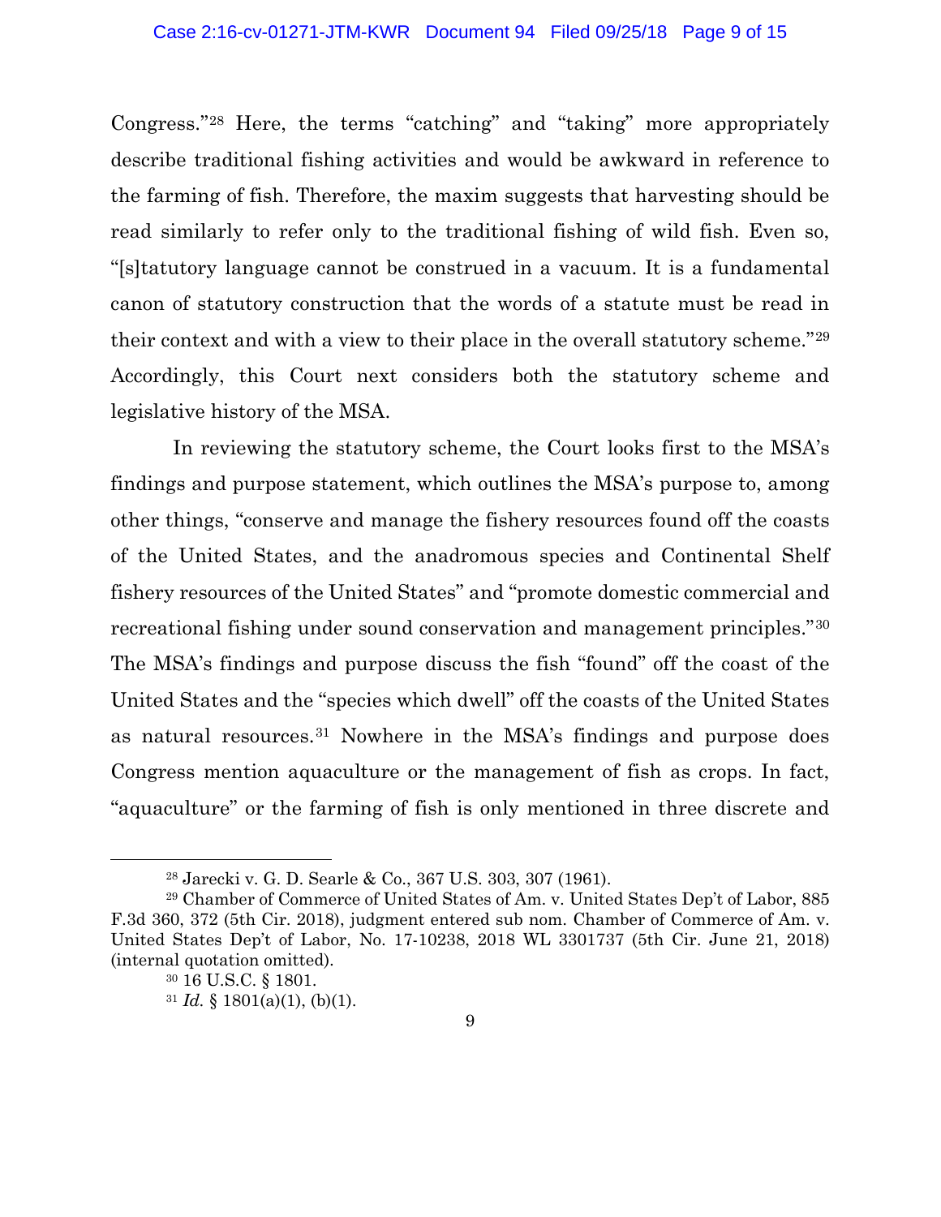Congress."[28] Here, the terms "catching" and "taking" more appropriately describe traditional fishing activities and would be awkward in reference to the farming of fish. Therefore, the maxim suggests that harvesting should be read similarly to refer only to the traditional fishing of wild fish. Even so, "[s]tatutory language cannot be construed in a vacuum. It is a fundamental canon of statutory construction that the words of a statute must be read in their context and with a view to their place in the overall statutory scheme."[29] Accordingly, this Court next considers both the statutory scheme and legislative history of the MSA.

In reviewing the statutory scheme, the Court looks first to the MSA's findings and purpose statement, which outlines the MSA's purpose to, among other things, "conserve and manage the fishery resources found off the coasts of the United States, and the anadromous species and Continental Shelf fishery resources of the United States" and "promote domestic commercial and recreational fishing under sound conservation and management principles."[30] The MSA's findings and purpose discuss the fish "found" off the coast of the United States and the "species which dwell" off the coasts of the United States as natural resources.[31] Nowhere in the MSA's findings and purpose does Congress mention aquaculture or the management of fish as crops. In fact, "aquaculture" or the farming of fish is only mentioned in three discrete and

---

[28] Jarecki v. G. D. Searle & Co., 367 U.S. 303, 307 (1961).

[29] Chamber of Commerce of United States of Am. v. United States Dep't of Labor, 885 F.3d 360, 372 (5th Cir. 2018), judgment entered sub nom. Chamber of Commerce of Am. v. United States Dep't of Labor, No. 17-10238, 2018 WL 3301737 (5th Cir. June 21, 2018) (internal quotation omitted).

[30] 16 U.S.C. § 1801.

[31] *Id.* § 1801(a)(1), (b)(1).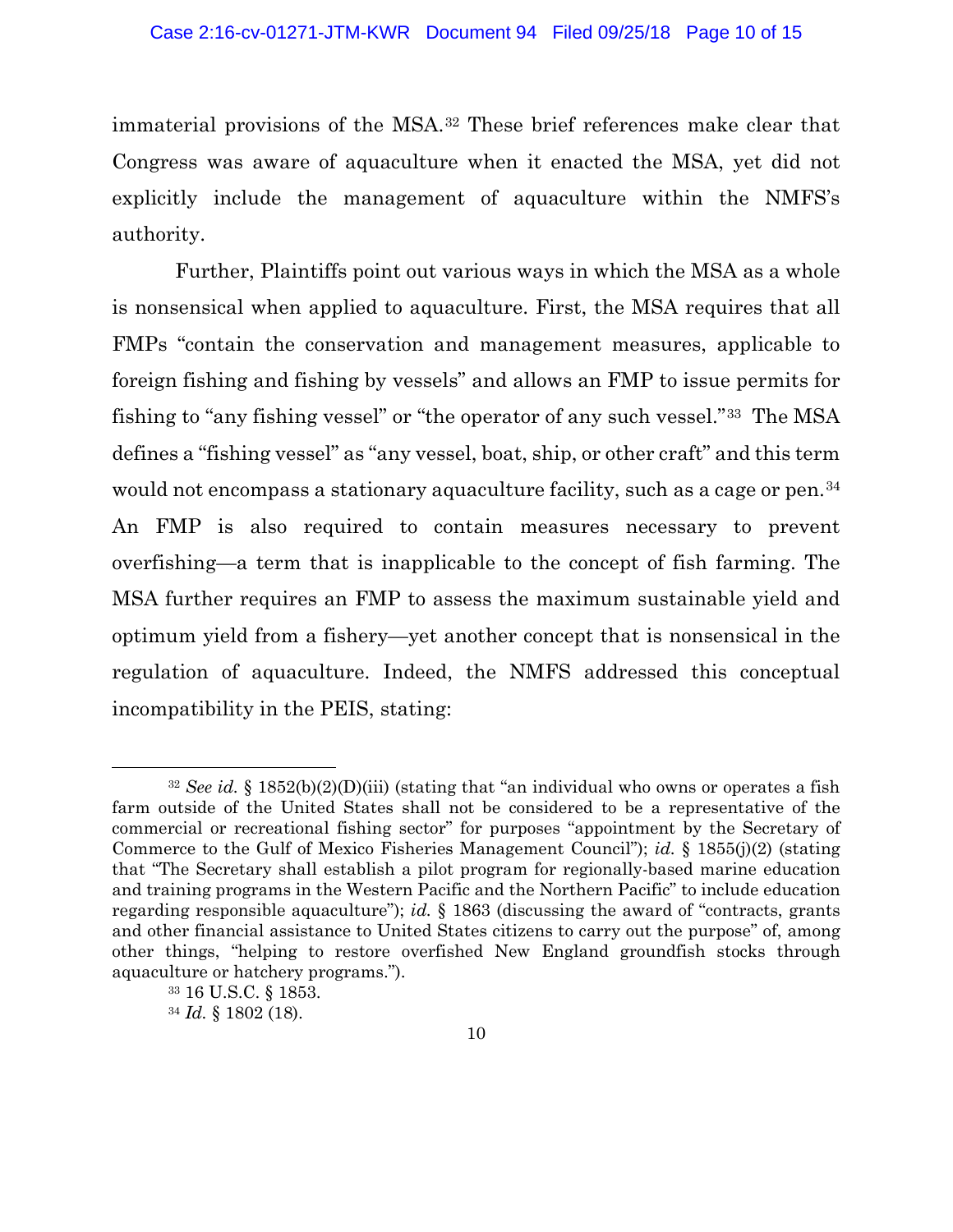immaterial provisions of the MSA.[32] These brief references make clear that Congress was aware of aquaculture when it enacted the MSA, yet did not explicitly include the management of aquaculture within the NMFS's authority.

Further, Plaintiffs point out various ways in which the MSA as a whole is nonsensical when applied to aquaculture. First, the MSA requires that all FMPs "contain the conservation and management measures, applicable to foreign fishing and fishing by vessels" and allows an FMP to issue permits for fishing to "any fishing vessel" or "the operator of any such vessel."[33] The MSA defines a "fishing vessel" as "any vessel, boat, ship, or other craft" and this term would not encompass a stationary aquaculture facility, such as a cage or pen.[34] An FMP is also required to contain measures necessary to prevent overfishing—a term that is inapplicable to the concept of fish farming. The MSA further requires an FMP to assess the maximum sustainable yield and optimum yield from a fishery—yet another concept that is nonsensical in the regulation of aquaculture. Indeed, the NMFS addressed this conceptual incompatibility in the PEIS, stating:

---

[32] *See id.* § 1852(b)(2)(D)(iii) (stating that "an individual who owns or operates a fish farm outside of the United States shall not be considered to be a representative of the commercial or recreational fishing sector" for purposes "appointment by the Secretary of Commerce to the Gulf of Mexico Fisheries Management Council"); *id.* § 1855(j)(2) (stating that "The Secretary shall establish a pilot program for regionally-based marine education and training programs in the Western Pacific and the Northern Pacific" to include education regarding responsible aquaculture"); *id.* § 1863 (discussing the award of "contracts, grants and other financial assistance to United States citizens to carry out the purpose" of, among other things, "helping to restore overfished New England groundfish stocks through aquaculture or hatchery programs.").

[33] 16 U.S.C. § 1853.

[34] *Id.* § 1802 (18).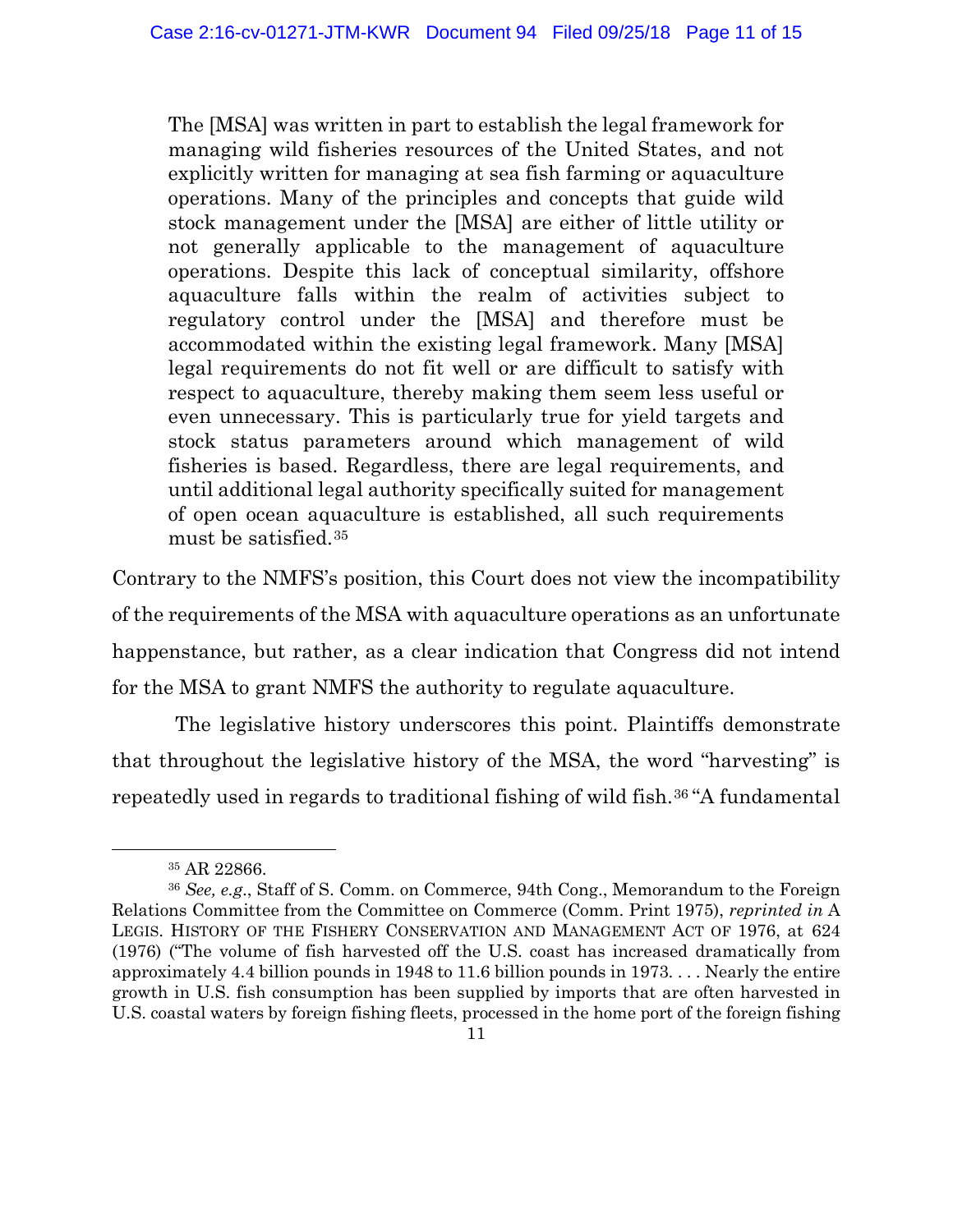> The [MSA] was written in part to establish the legal framework for managing wild fisheries resources of the United States, and not explicitly written for managing at sea fish farming or aquaculture operations. Many of the principles and concepts that guide wild stock management under the [MSA] are either of little utility or not generally applicable to the management of aquaculture operations. Despite this lack of conceptual similarity, offshore aquaculture falls within the realm of activities subject to regulatory control under the [MSA] and therefore must be accommodated within the existing legal framework. Many [MSA] legal requirements do not fit well or are difficult to satisfy with respect to aquaculture, thereby making them seem less useful or even unnecessary. This is particularly true for yield targets and stock status parameters around which management of wild fisheries is based. Regardless, there are legal requirements, and until additional legal authority specifically suited for management of open ocean aquaculture is established, all such requirements must be satisfied.[35]

Contrary to the NMFS's position, this Court does not view the incompatibility of the requirements of the MSA with aquaculture operations as an unfortunate happenstance, but rather, as a clear indication that Congress did not intend for the MSA to grant NMFS the authority to regulate aquaculture.

The legislative history underscores this point. Plaintiffs demonstrate that throughout the legislative history of the MSA, the word "harvesting" is repeatedly used in regards to traditional fishing of wild fish.[36] "A fundamental

---

[35] AR 22866.

[36] *See, e.g.*, Staff of S. Comm. on Commerce, 94th Cong., Memorandum to the Foreign Relations Committee from the Committee on Commerce (Comm. Print 1975), *reprinted in* A LEGIS. HISTORY OF THE FISHERY CONSERVATION AND MANAGEMENT ACT OF 1976, at 624 (1976) ("The volume of fish harvested off the U.S. coast has increased dramatically from approximately 4.4 billion pounds in 1948 to 11.6 billion pounds in 1973. . . . Nearly the entire growth in U.S. fish consumption has been supplied by imports that are often harvested in U.S. coastal waters by foreign fishing fleets, processed in the home port of the foreign fishing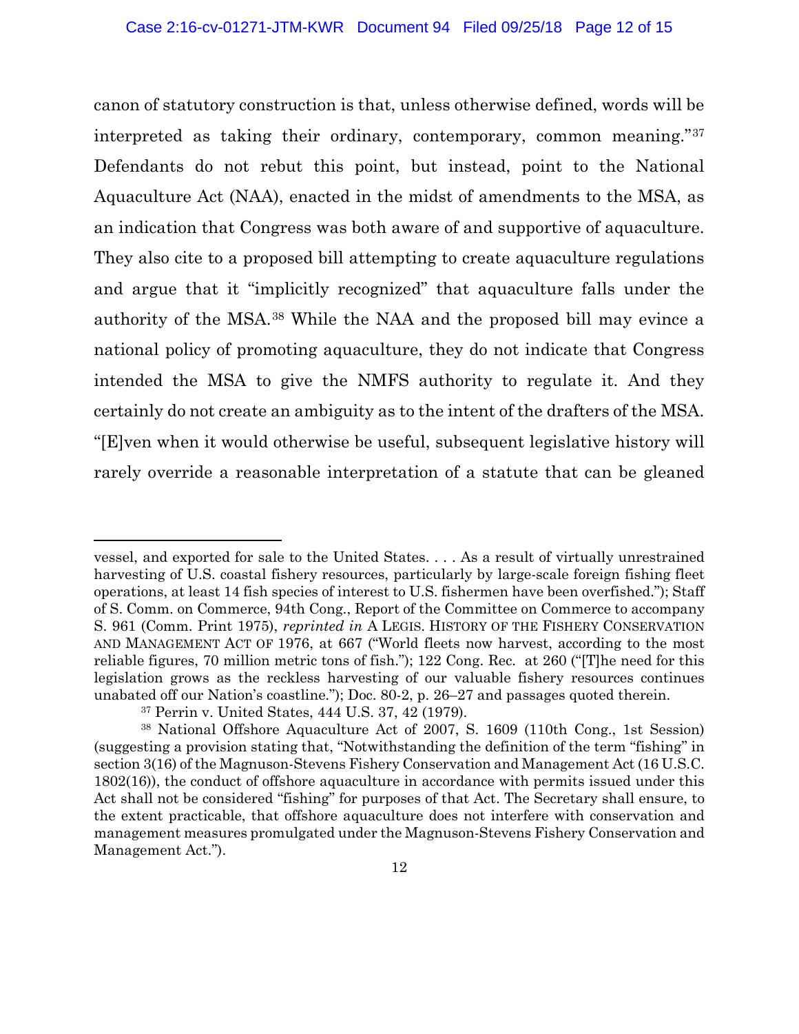canon of statutory construction is that, unless otherwise defined, words will be interpreted as taking their ordinary, contemporary, common meaning."[37] Defendants do not rebut this point, but instead, point to the National Aquaculture Act (NAA), enacted in the midst of amendments to the MSA, as an indication that Congress was both aware of and supportive of aquaculture. They also cite to a proposed bill attempting to create aquaculture regulations and argue that it "implicitly recognized" that aquaculture falls under the authority of the MSA.[38] While the NAA and the proposed bill may evince a national policy of promoting aquaculture, they do not indicate that Congress intended the MSA to give the NMFS authority to regulate it. And they certainly do not create an ambiguity as to the intent of the drafters of the MSA. "[E]ven when it would otherwise be useful, subsequent legislative history will rarely override a reasonable interpretation of a statute that can be gleaned

---

vessel, and exported for sale to the United States. . . . As a result of virtually unrestrained harvesting of U.S. coastal fishery resources, particularly by large-scale foreign fishing fleet operations, at least 14 fish species of interest to U.S. fishermen have been overfished."); Staff of S. Comm. on Commerce, 94th Cong., Report of the Committee on Commerce to accompany S. 961 (Comm. Print 1975), *reprinted in* A LEGIS. HISTORY OF THE FISHERY CONSERVATION AND MANAGEMENT ACT OF 1976, at 667 ("World fleets now harvest, according to the most reliable figures, 70 million metric tons of fish."); 122 Cong. Rec. at 260 ("[T]he need for this legislation grows as the reckless harvesting of our valuable fishery resources continues unabated off our Nation's coastline."); Doc. 80-2, p. 26–27 and passages quoted therein.

[37] Perrin v. United States, 444 U.S. 37, 42 (1979).

[38] National Offshore Aquaculture Act of 2007, S. 1609 (110th Cong., 1st Session) (suggesting a provision stating that, "Notwithstanding the definition of the term "fishing" in section 3(16) of the Magnuson-Stevens Fishery Conservation and Management Act (16 U.S.C. 1802(16)), the conduct of offshore aquaculture in accordance with permits issued under this Act shall not be considered "fishing" for purposes of that Act. The Secretary shall ensure, to the extent practicable, that offshore aquaculture does not interfere with conservation and management measures promulgated under the Magnuson-Stevens Fishery Conservation and Management Act.").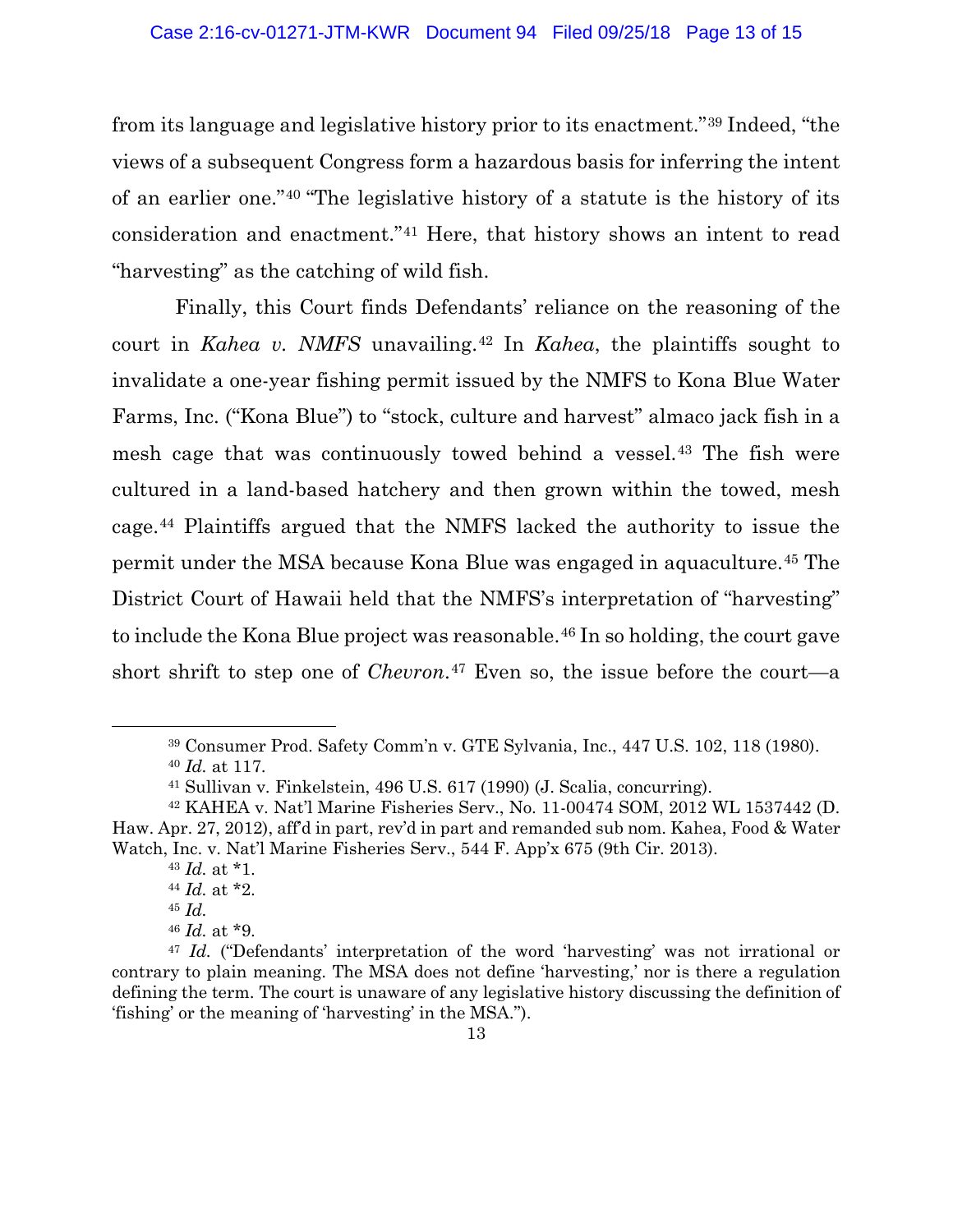from its language and legislative history prior to its enactment."[39] Indeed, "the views of a subsequent Congress form a hazardous basis for inferring the intent of an earlier one."[40] "The legislative history of a statute is the history of its consideration and enactment."[41] Here, that history shows an intent to read "harvesting" as the catching of wild fish.

Finally, this Court finds Defendants' reliance on the reasoning of the court in *Kahea v. NMFS* unavailing.[42] In *Kahea*, the plaintiffs sought to invalidate a one-year fishing permit issued by the NMFS to Kona Blue Water Farms, Inc. ("Kona Blue") to "stock, culture and harvest" almaco jack fish in a mesh cage that was continuously towed behind a vessel.[43] The fish were cultured in a land-based hatchery and then grown within the towed, mesh cage.[44] Plaintiffs argued that the NMFS lacked the authority to issue the permit under the MSA because Kona Blue was engaged in aquaculture.[45] The District Court of Hawaii held that the NMFS's interpretation of "harvesting" to include the Kona Blue project was reasonable.[46] In so holding, the court gave short shrift to step one of *Chevron*.[47] Even so, the issue before the court—a

---

[39] Consumer Prod. Safety Comm'n v. GTE Sylvania, Inc., 447 U.S. 102, 118 (1980).

[40] *Id.* at 117.

[41] Sullivan v. Finkelstein, 496 U.S. 617 (1990) (J. Scalia, concurring).

[42] KAHEA v. Nat'l Marine Fisheries Serv., No. 11-00474 SOM, 2012 WL 1537442 (D. Haw. Apr. 27, 2012), aff'd in part, rev'd in part and remanded sub nom. Kahea, Food & Water Watch, Inc. v. Nat'l Marine Fisheries Serv., 544 F. App'x 675 (9th Cir. 2013).

[43] *Id.* at *1.

[44] *Id.* at *2.

[45] *Id.*

[46] *Id.* at *9.

[47] *Id.* ("Defendants' interpretation of the word 'harvesting' was not irrational or contrary to plain meaning. The MSA does not define 'harvesting,' nor is there a regulation defining the term. The court is unaware of any legislative history discussing the definition of 'fishing' or the meaning of 'harvesting' in the MSA.").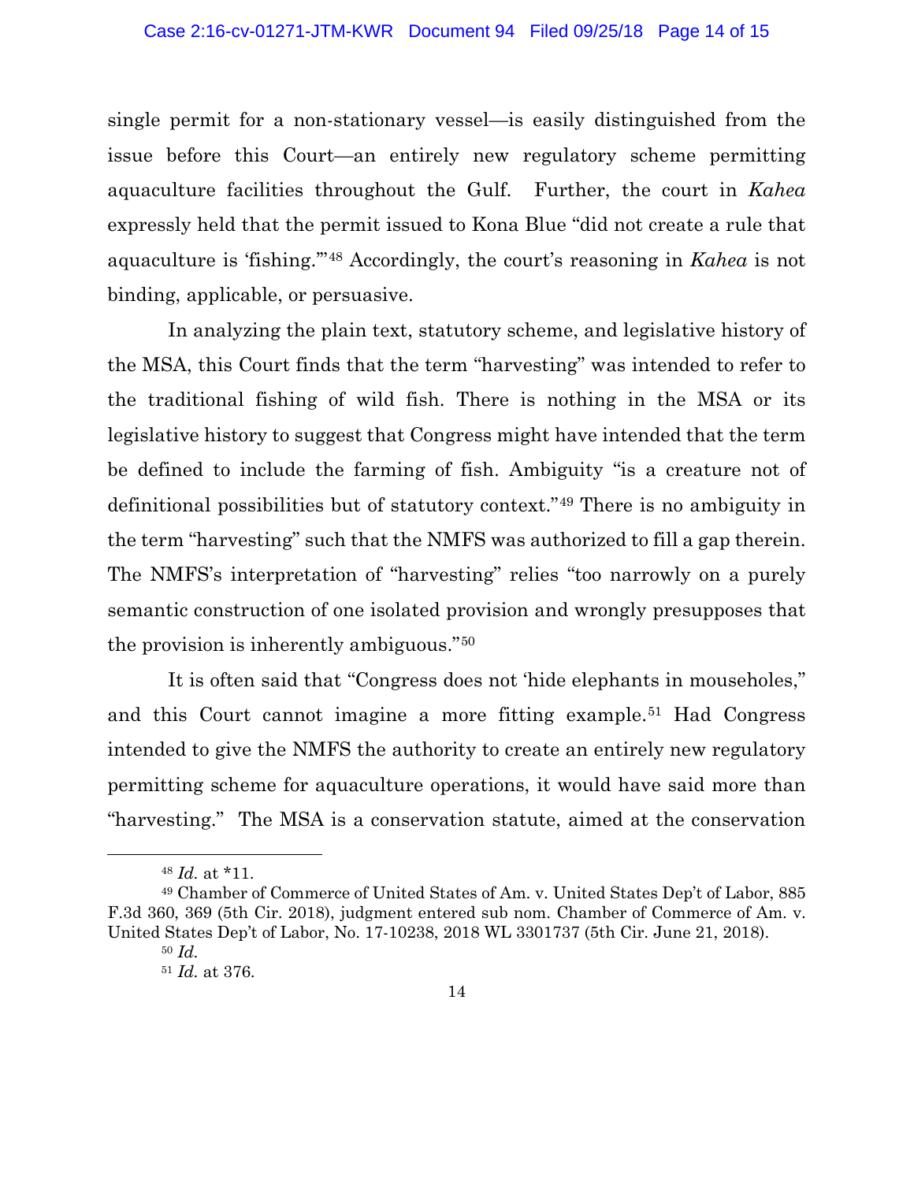single permit for a non-stationary vessel—is easily distinguished from the issue before this Court—an entirely new regulatory scheme permitting aquaculture facilities throughout the Gulf. Further, the court in *Kahea* expressly held that the permit issued to Kona Blue "did not create a rule that aquaculture is 'fishing.'"[48] Accordingly, the court's reasoning in *Kahea* is not binding, applicable, or persuasive.

In analyzing the plain text, statutory scheme, and legislative history of the MSA, this Court finds that the term "harvesting" was intended to refer to the traditional fishing of wild fish. There is nothing in the MSA or its legislative history to suggest that Congress might have intended that the term be defined to include the farming of fish. Ambiguity "is a creature not of definitional possibilities but of statutory context."[49] There is no ambiguity in the term "harvesting" such that the NMFS was authorized to fill a gap therein. The NMFS's interpretation of "harvesting" relies "too narrowly on a purely semantic construction of one isolated provision and wrongly presupposes that the provision is inherently ambiguous."[50]

It is often said that "Congress does not 'hide elephants in mouseholes," and this Court cannot imagine a more fitting example.[51] Had Congress intended to give the NMFS the authority to create an entirely new regulatory permitting scheme for aquaculture operations, it would have said more than "harvesting." The MSA is a conservation statute, aimed at the conservation

---

[48] *Id.* at *11.

[49] Chamber of Commerce of United States of Am. v. United States Dep't of Labor, 885 F.3d 360, 369 (5th Cir. 2018), judgment entered sub nom. Chamber of Commerce of Am. v. United States Dep't of Labor, No. 17-10238, 2018 WL 3301737 (5th Cir. June 21, 2018).

[50] *Id.*

[51] *Id.* at 376.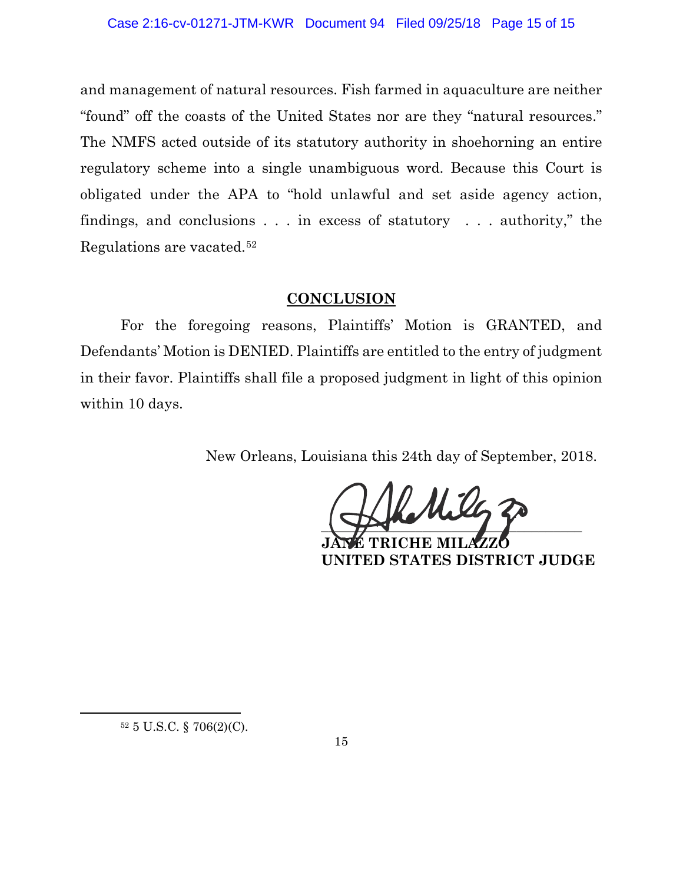and management of natural resources. Fish farmed in aquaculture are neither "found" off the coasts of the United States nor are they "natural resources." The NMFS acted outside of its statutory authority in shoehorning an entire regulatory scheme into a single unambiguous word. Because this Court is obligated under the APA to "hold unlawful and set aside agency action, findings, and conclusions . . . in excess of statutory . . . authority," the Regulations are vacated.[52]

## CONCLUSION

For the foregoing reasons, Plaintiffs' Motion is GRANTED, and Defendants' Motion is DENIED. Plaintiffs are entitled to the entry of judgment in their favor. Plaintiffs shall file a proposed judgment in light of this opinion within 10 days.

New Orleans, Louisiana this 24th day of September, 2018.

**JANE TRICHE MILAZZO**
**UNITED STATES DISTRICT JUDGE**

---

[52] 5 U.S.C. § 706(2)(C).